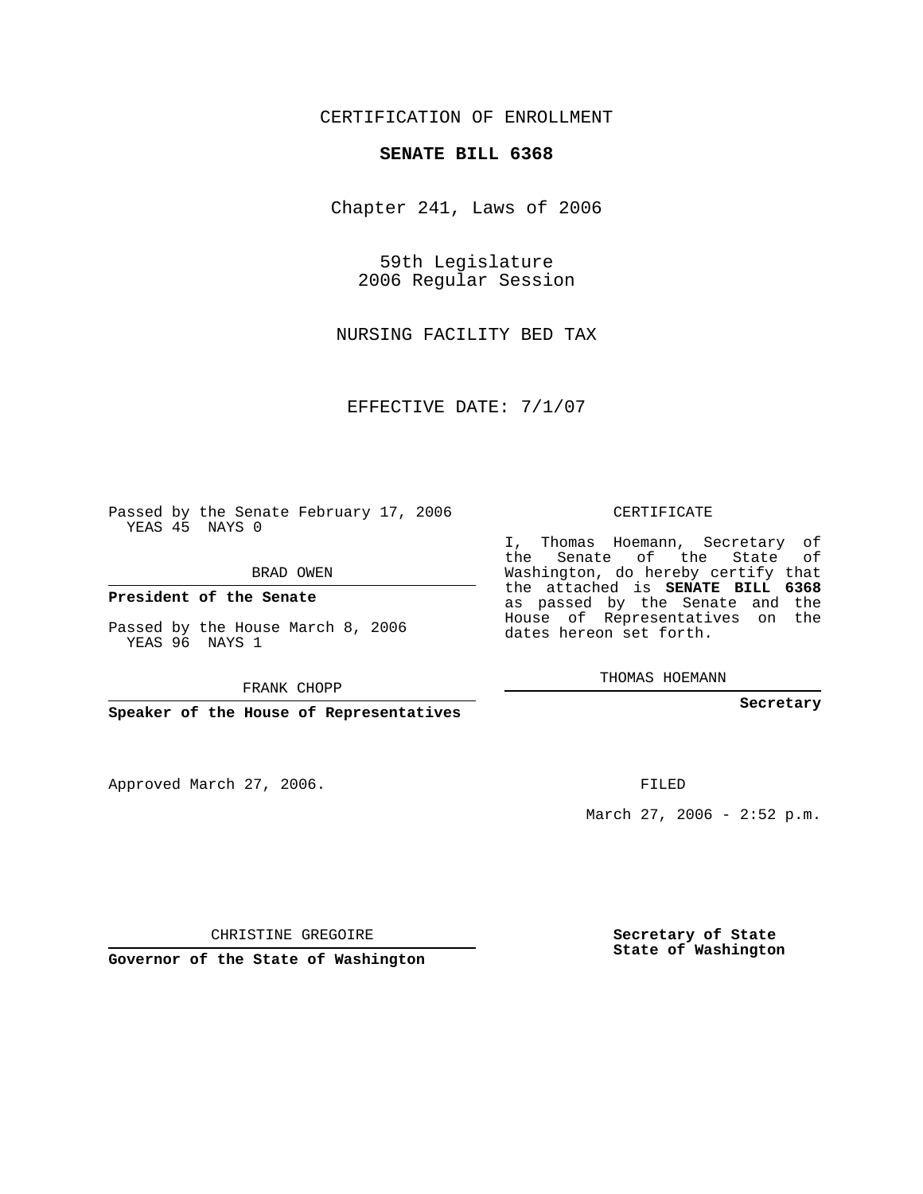CERTIFICATION OF ENROLLMENT

**SENATE BILL 6368**

Chapter 241, Laws of 2006

59th Legislature
2006 Regular Session

NURSING FACILITY BED TAX

EFFECTIVE DATE: 7/1/07

Passed by the Senate February 17, 2006
YEAS 45 NAYS 0

BRAD OWEN

**President of the Senate**

Passed by the House March 8, 2006
YEAS 96 NAYS 1

FRANK CHOPP

**Speaker of the House of Representatives**

Approved March 27, 2006.

CHRISTINE GREGOIRE

**Governor of the State of Washington**

CERTIFICATE

I, Thomas Hoemann, Secretary of the Senate of the State of Washington, do hereby certify that the attached is **SENATE BILL 6368** as passed by the Senate and the House of Representatives on the dates hereon set forth.

THOMAS HOEMANN

**Secretary**

FILED

March 27, 2006 - 2:52 p.m.

**Secretary of State**
**State of Washington**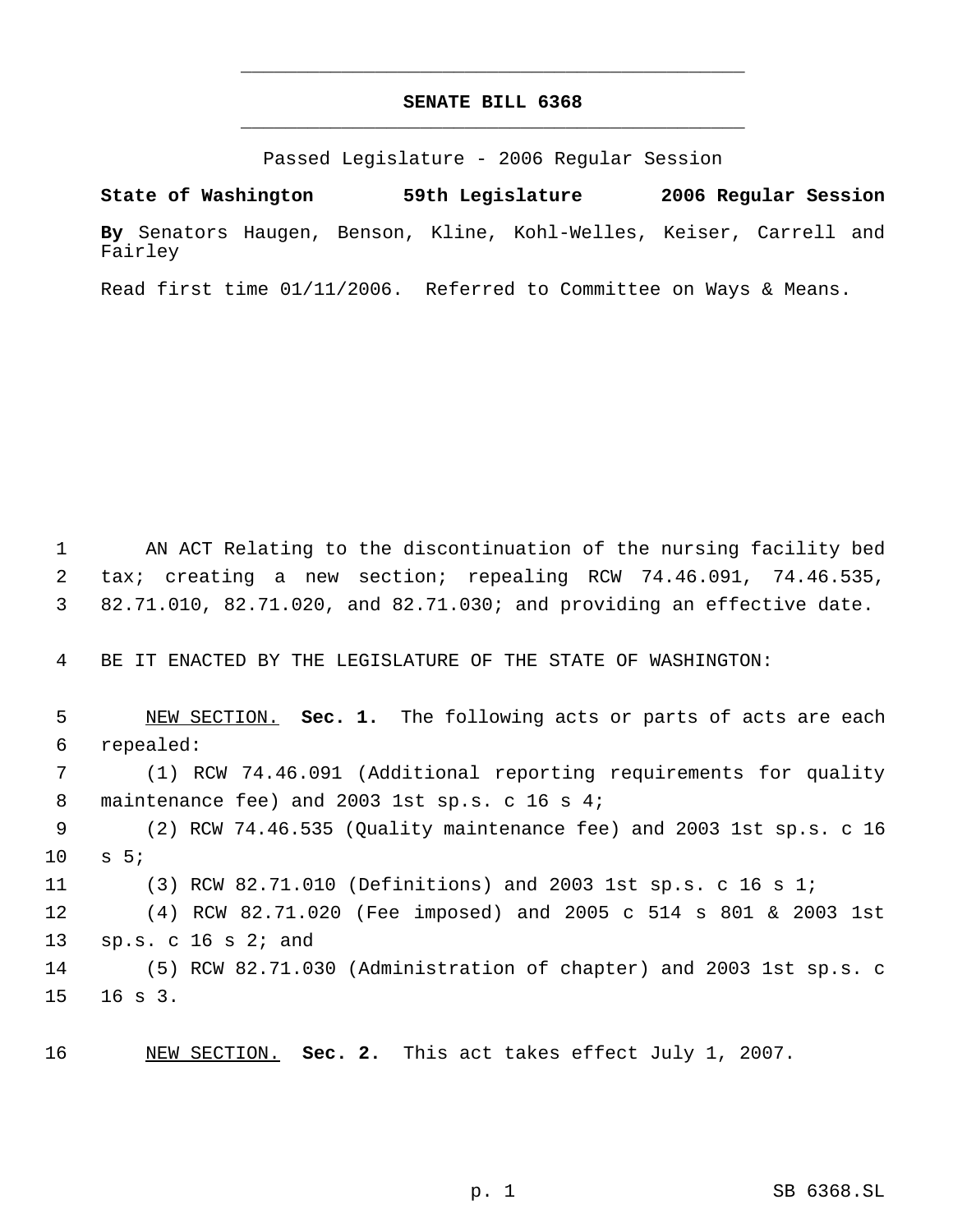# SENATE BILL 6368

Passed Legislature - 2006 Regular Session

**State of Washington 59th Legislature 2006 Regular Session**

**By** Senators Haugen, Benson, Kline, Kohl-Welles, Keiser, Carrell and Fairley

Read first time 01/11/2006. Referred to Committee on Ways & Means.

AN ACT Relating to the discontinuation of the nursing facility bed tax; creating a new section; repealing RCW 74.46.091, 74.46.535, 82.71.010, 82.71.020, and 82.71.030; and providing an effective date.

BE IT ENACTED BY THE LEGISLATURE OF THE STATE OF WASHINGTON:

NEW SECTION. **Sec. 1.** The following acts or parts of acts are each repealed:

(1) RCW 74.46.091 (Additional reporting requirements for quality maintenance fee) and 2003 1st sp.s. c 16 s 4;

(2) RCW 74.46.535 (Quality maintenance fee) and 2003 1st sp.s. c 16 s 5;

(3) RCW 82.71.010 (Definitions) and 2003 1st sp.s. c 16 s 1;

(4) RCW 82.71.020 (Fee imposed) and 2005 c 514 s 801 & 2003 1st sp.s. c 16 s 2; and

(5) RCW 82.71.030 (Administration of chapter) and 2003 1st sp.s. c 16 s 3.

NEW SECTION. **Sec. 2.** This act takes effect July 1, 2007.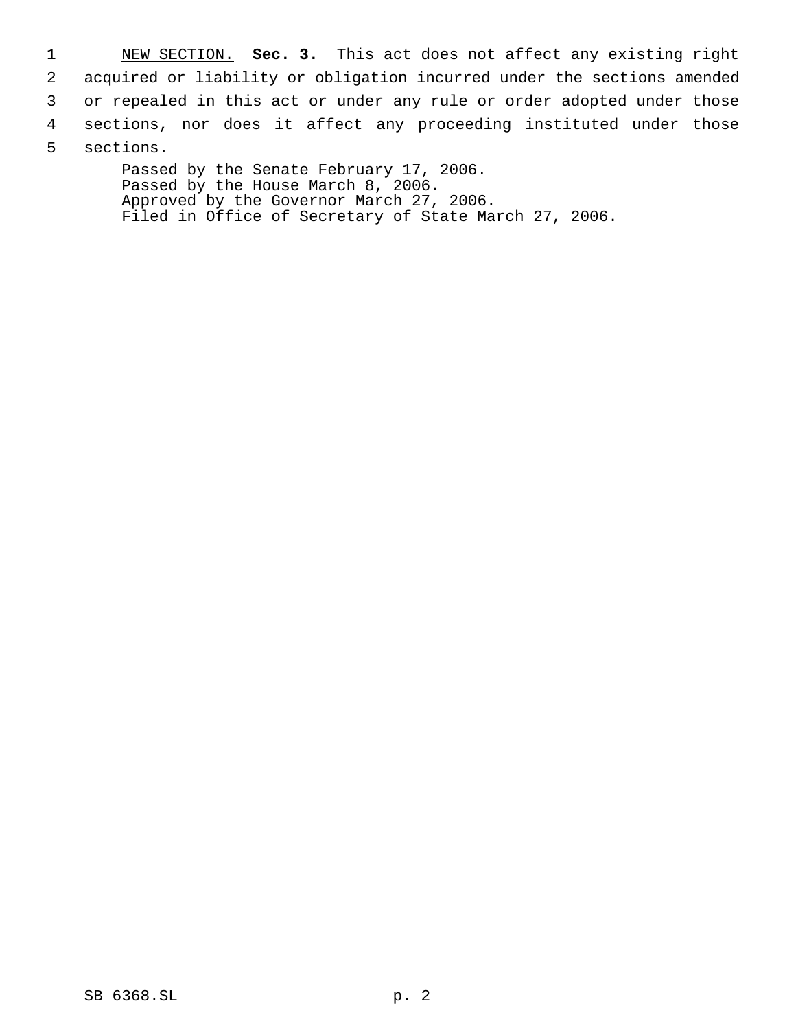NEW SECTION. **Sec. 3.** This act does not affect any existing right acquired or liability or obligation incurred under the sections amended or repealed in this act or under any rule or order adopted under those sections, nor does it affect any proceeding instituted under those sections.

Passed by the Senate February 17, 2006.
Passed by the House March 8, 2006.
Approved by the Governor March 27, 2006.
Filed in Office of Secretary of State March 27, 2006.